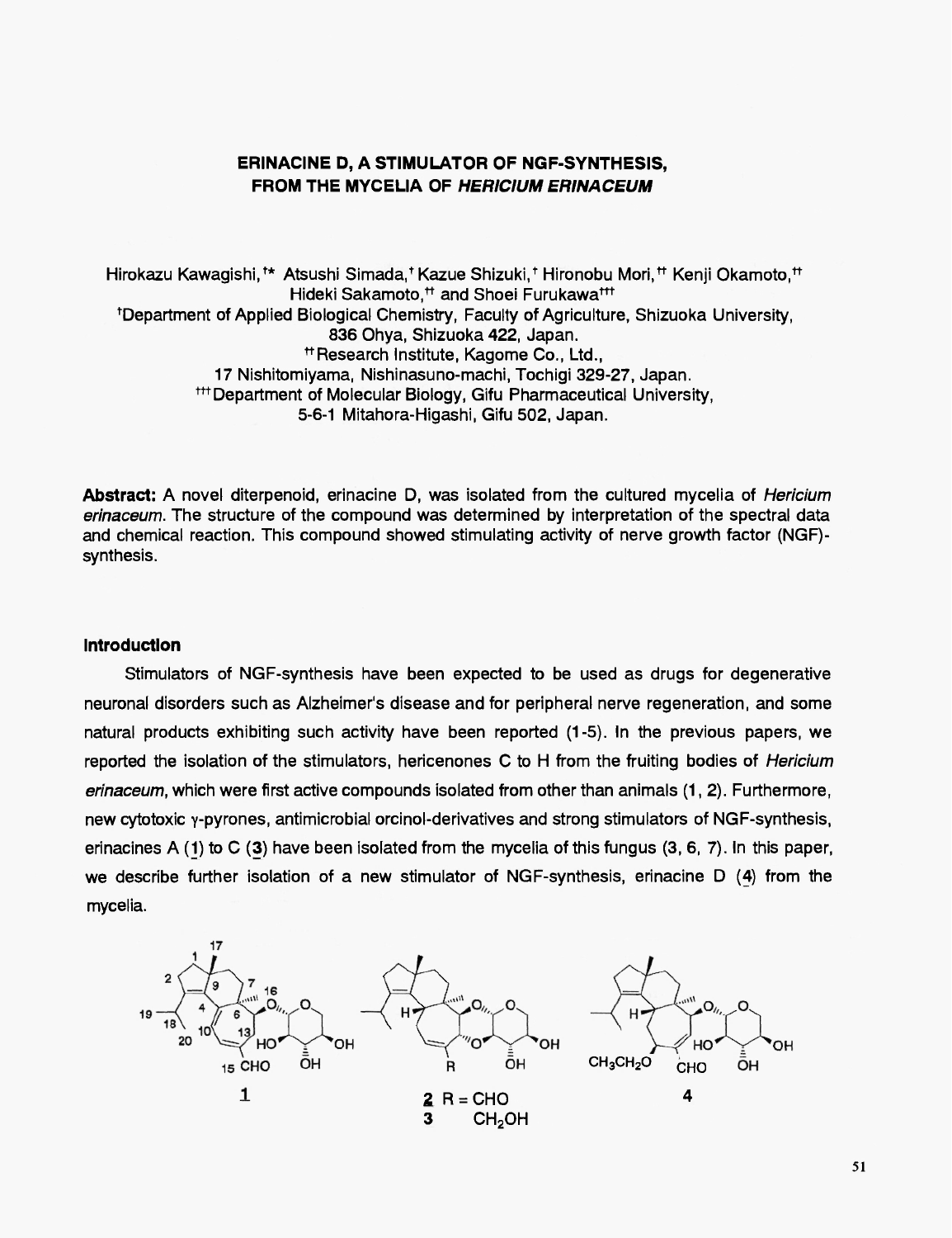# ERINACINE D, A STIMULATOR OF NGF-SYNTHESIS, FROM THE MYCELIA OF *HERICIUM ERINACEUM*

Hirokazu Kawagishi,[†*] Atsushi Simada,[†] Kazue Shizuki,[†] Hironobu Mori,[††] Kenji Okamoto,[††] Hideki Sakamoto,[††] and Shoei Furukawa[†††]

[†]Department of Applied Biological Chemistry, Faculty of Agriculture, Shizuoka University, 836 Ohya, Shizuoka 422, Japan.

[††]Research Institute, Kagome Co., Ltd., 17 Nishitomiyama, Nishinasuno-machi, Tochigi 329-27, Japan.

[†††]Department of Molecular Biology, Gifu Pharmaceutical University, 5-6-1 Mitahora-Higashi, Gifu 502, Japan.

**Abstract:** A novel diterpenoid, erinacine D, was isolated from the cultured mycelia of *Hericium erinaceum*. The structure of the compound was determined by interpretation of the spectral data and chemical reaction. This compound showed stimulating activity of nerve growth factor (NGF)-synthesis.

## Introduction

Stimulators of NGF-synthesis have been expected to be used as drugs for degenerative neuronal disorders such as Alzheimer's disease and for peripheral nerve regeneration, and some natural products exhibiting such activity have been reported (1-5). In the previous papers, we reported the isolation of the stimulators, hericenones C to H from the fruiting bodies of *Hericium erinaceum*, which were first active compounds isolated from other than animals (1, 2). Furthermore, new cytotoxic γ-pyrones, antimicrobial orcinol-derivatives and strong stimulators of NGF-synthesis, erinacines A (1) to C (3) have been isolated from the mycelia of this fungus (3, 6, 7). In this paper, we describe further isolation of a new stimulator of NGF-synthesis, erinacine D (4) from the mycelia.

**1** **2** R = CHO **3** R = $CH_2OH$ **4**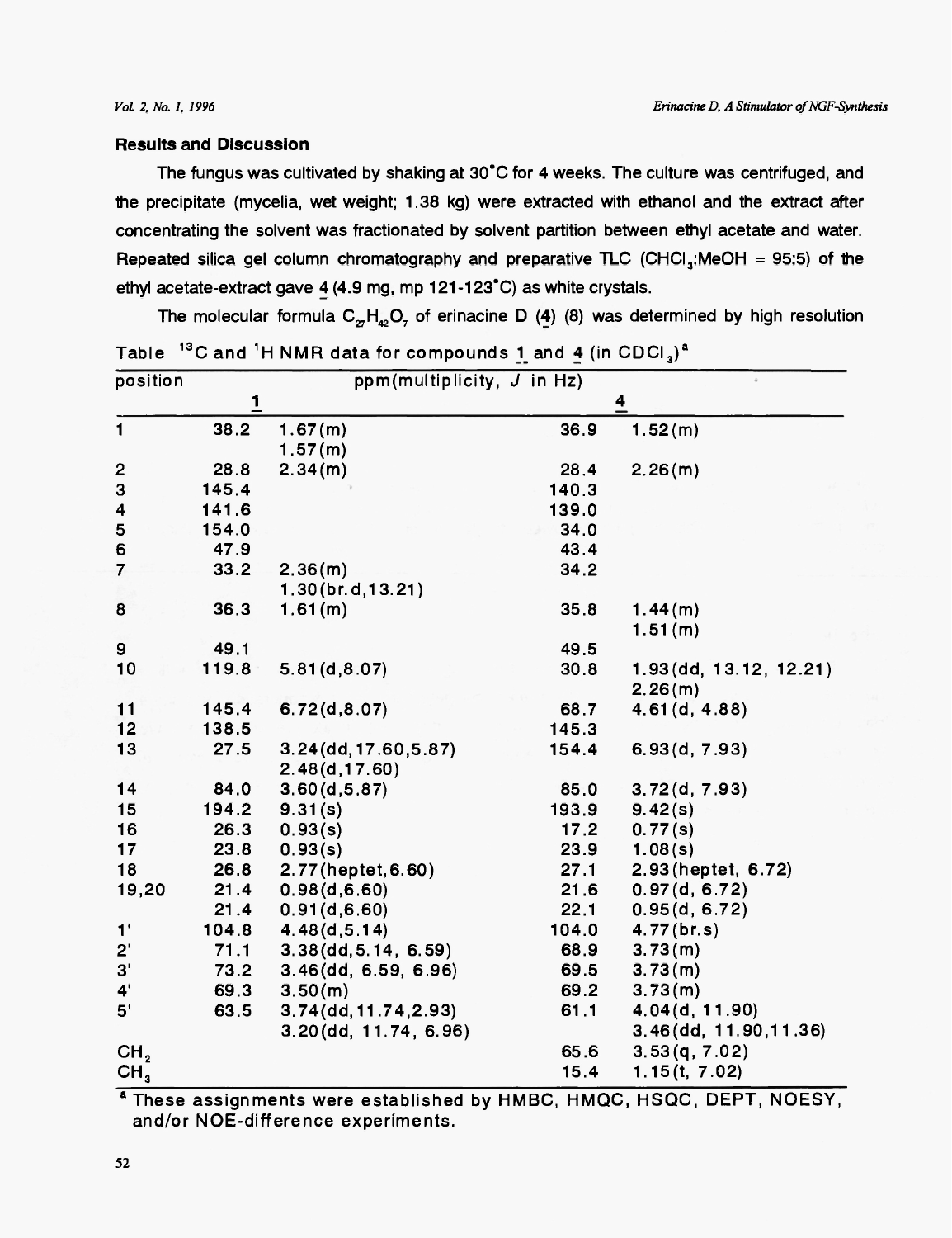## Results and Discussion

The fungus was cultivated by shaking at 30°C for 4 weeks. The culture was centrifuged, and the precipitate (mycelia, wet weight; 1.38 kg) were extracted with ethanol and the extract after concentrating the solvent was fractionated by solvent partition between ethyl acetate and water. Repeated silica gel column chromatography and preparative TLC ($CHCl_3$:MeOH = 95:5) of the ethyl acetate-extract gave 4 (4.9 mg, mp 121-123°C) as white crystals.

The molecular formula $C_{27}H_{42}O_7$ of erinacine D (4) (8) was determined by high resolution

Table $^{13}C$ and $^1H$ NMR data for compounds 1 and 4 (in $CDCl_3$)[a]

| position | 1 | | 4 | |
|---|---|---|---|---|
| 1 | 38.2 | 1.67(m)<br>1.57(m) | 36.9 | 1.52(m) |
| 2 | 28.8 | 2.34(m) | 28.4 | 2.26(m) |
| 3 | 145.4 | | 140.3 | |
| 4 | 141.6 | | 139.0 | |
| 5 | 154.0 | | 34.0 | |
| 6 | 47.9 | | 43.4 | |
| 7 | 33.2 | 2.36(m)<br>1.30(br.d,13.21) | 34.2 | |
| 8 | 36.3 | 1.61(m) | 35.8 | 1.44(m)<br>1.51(m) |
| 9 | 49.1 | | 49.5 | |
| 10 | 119.8 | 5.81(d,8.07) | 30.8 | 1.93(dd, 13.12, 12.21)<br>2.26(m) |
| 11 | 145.4 | 6.72(d,8.07) | 68.7 | 4.61(d, 4.88) |
| 12 | 138.5 | | 145.3 | |
| 13 | 27.5 | 3.24(dd,17.60,5.87)<br>2.48(d,17.60) | 154.4 | 6.93(d, 7.93) |
| 14 | 84.0 | 3.60(d,5.87) | 85.0 | 3.72(d, 7.93) |
| 15 | 194.2 | 9.31(s) | 193.9 | 9.42(s) |
| 16 | 26.3 | 0.93(s) | 17.2 | 0.77(s) |
| 17 | 23.8 | 0.93(s) | 23.9 | 1.08(s) |
| 18 | 26.8 | 2.77(heptet,6.60) | 27.1 | 2.93(heptet, 6.72) |
| 19,20 | 21.4<br>21.4 | 0.98(d,6.60)<br>0.91(d,6.60) | 21.6<br>22.1 | 0.97(d, 6.72)<br>0.95(d, 6.72) |
| 1' | 104.8 | 4.48(d,5.14) | 104.0 | 4.77(br.s) |
| 2' | 71.1 | 3.38(dd,5.14, 6.59) | 68.9 | 3.73(m) |
| 3' | 73.2 | 3.46(dd, 6.59, 6.96) | 69.5 | 3.73(m) |
| 4' | 69.3 | 3.50(m) | 69.2 | 3.73(m) |
| 5' | 63.5 | 3.74(dd,11.74,2.93)<br>3.20(dd, 11.74, 6.96) | 61.1 | 4.04(d, 11.90)<br>3.46(dd, 11.90,11.36) |
| $CH_2$ | | | 65.6 | 3.53(q, 7.02) |
| $CH_3$ | | | 15.4 | 1.15(t, 7.02) |

[a] These assignments were established by HMBC, HMQC, HSQC, DEPT, NOESY, and/or NOE-difference experiments.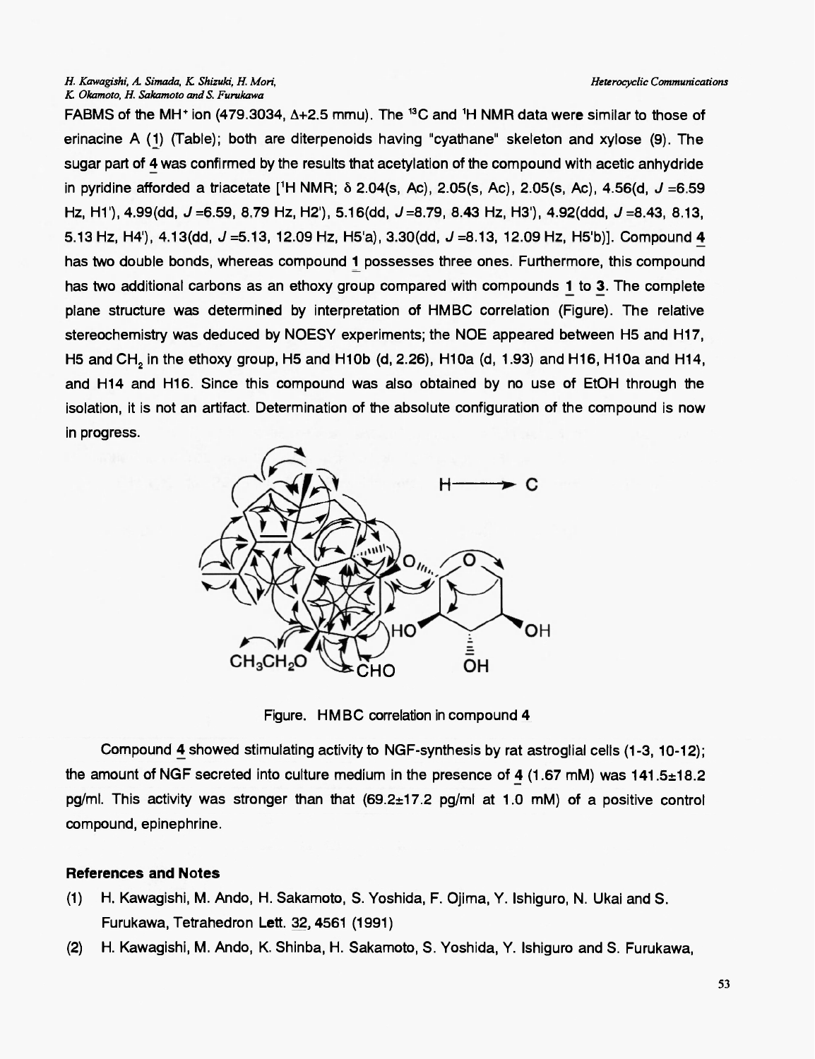FABMS of the MH⁺ ion (479.3034, Δ+2.5 mmu). The $^{13}C$ and $^{1}H$ NMR data were similar to those of erinacine A (1) (Table); both are diterpenoids having "cyathane" skeleton and xylose (9). The sugar part of 4 was confirmed by the results that acetylation of the compound with acetic anhydride in pyridine afforded a triacetate [$^{1}H$ NMR; δ 2.04(s, Ac), 2.05(s, Ac), 2.05(s, Ac), 4.56(d, $J$ =6.59 Hz, H1'), 4.99(dd, $J$ =6.59, 8.79 Hz, H2'), 5.16(dd, $J$=8.79, 8.43 Hz, H3'), 4.92(ddd, $J$=8.43, 8.13, 5.13 Hz, H4'), 4.13(dd, $J$ =5.13, 12.09 Hz, H5'a), 3.30(dd, $J$ =8.13, 12.09 Hz, H5'b)]. Compound 4 has two double bonds, whereas compound 1 possesses three ones. Furthermore, this compound has two additional carbons as an ethoxy group compared with compounds 1 to 3. The complete plane structure was determined by interpretation of HMBC correlation (Figure). The relative stereochemistry was deduced by NOESY experiments; the NOE appeared between H5 and H17, H5 and $CH_2$ in the ethoxy group, H5 and H10b (d, 2.26), H10a (d, 1.93) and H16, H10a and H14, and H14 and H16. Since this compound was also obtained by no use of EtOH through the isolation, it is not an artifact. Determination of the absolute configuration of the compound is now in progress.

Figure. HMBC correlation in compound 4

Compound 4 showed stimulating activity to NGF-synthesis by rat astroglial cells (1-3, 10-12); the amount of NGF secreted into culture medium in the presence of 4 (1.67 mM) was 141.5±18.2 pg/ml. This activity was stronger than that (69.2±17.2 pg/ml at 1.0 mM) of a positive control compound, epinephrine.

## References and Notes

(1) H. Kawagishi, M. Ando, H. Sakamoto, S. Yoshida, F. Ojima, Y. Ishiguro, N. Ukai and S. Furukawa, Tetrahedron Lett. 32, 4561 (1991)

(2) H. Kawagishi, M. Ando, K. Shinba, H. Sakamoto, S. Yoshida, Y. Ishiguro and S. Furukawa,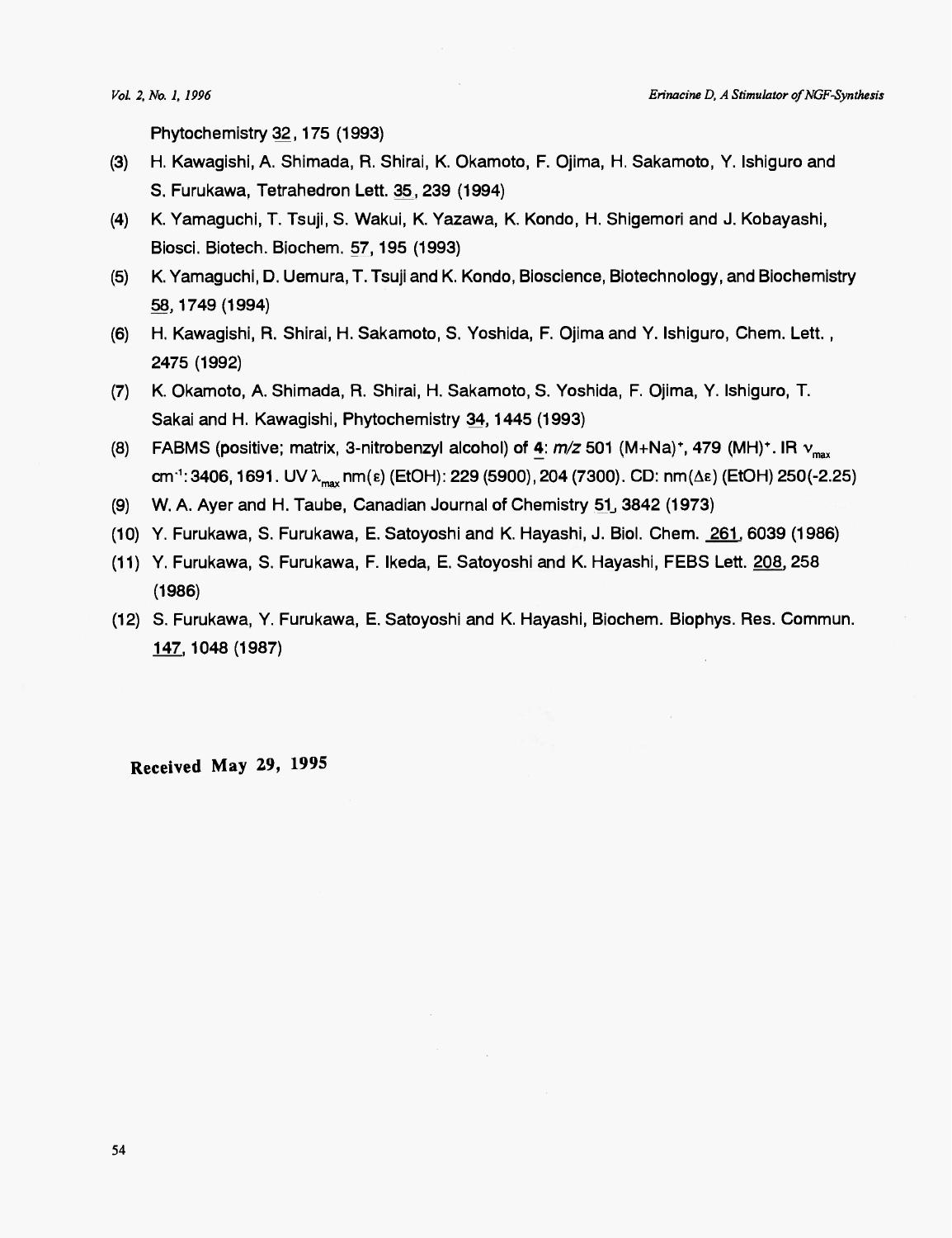Phytochemistry 32, 175 (1993)

(3) H. Kawagishi, A. Shimada, R. Shirai, K. Okamoto, F. Ojima, H. Sakamoto, Y. Ishiguro and S. Furukawa, Tetrahedron Lett. 35, 239 (1994)

(4) K. Yamaguchi, T. Tsuji, S. Wakui, K. Yazawa, K. Kondo, H. Shigemori and J. Kobayashi, Biosci. Biotech. Biochem. 57, 195 (1993)

(5) K. Yamaguchi, D. Uemura, T. Tsuji and K. Kondo, Bioscience, Biotechnology, and Biochemistry 58, 1749 (1994)

(6) H. Kawagishi, R. Shirai, H. Sakamoto, S. Yoshida, F. Ojima and Y. Ishiguro, Chem. Lett., 2475 (1992)

(7) K. Okamoto, A. Shimada, R. Shirai, H. Sakamoto, S. Yoshida, F. Ojima, Y. Ishiguro, T. Sakai and H. Kawagishi, Phytochemistry 34, 1445 (1993)

(8) FABMS (positive; matrix, 3-nitrobenzyl alcohol) of **4**: *m/z* 501 $(M+Na)^+$, 479 $(MH)^+$. IR $\nu_{max}$ $cm^{-1}$: 3406, 1691. UV $\lambda_{max}$ nm($\varepsilon$) (EtOH): 229 (5900), 204 (7300). CD: nm($\Delta\varepsilon$) (EtOH) 250(-2.25)

(9) W. A. Ayer and H. Taube, Canadian Journal of Chemistry 51, 3842 (1973)

(10) Y. Furukawa, S. Furukawa, E. Satoyoshi and K. Hayashi, J. Biol. Chem. 261, 6039 (1986)

(11) Y. Furukawa, S. Furukawa, F. Ikeda, E. Satoyoshi and K. Hayashi, FEBS Lett. 208, 258 (1986)

(12) S. Furukawa, Y. Furukawa, E. Satoyoshi and K. Hayashi, Biochem. Biophys. Res. Commun. 147, 1048 (1987)

**Received May 29, 1995**